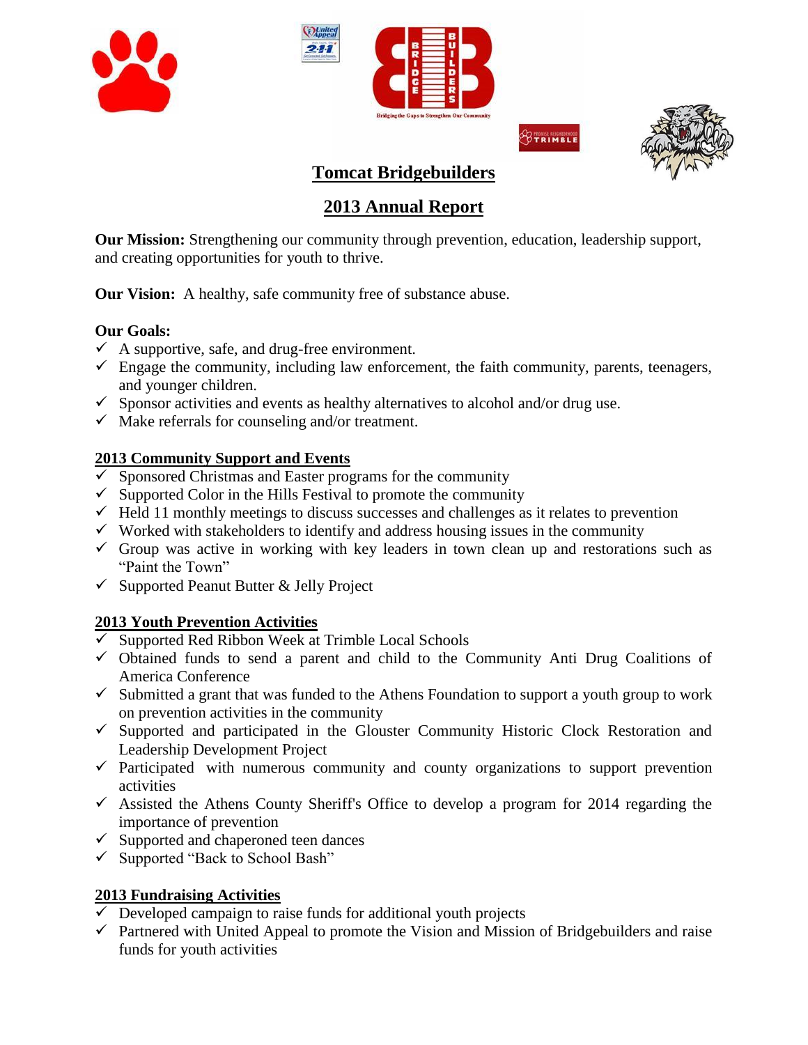# Tomcat Bridgebuilders

## 2013 Annual Report

**Our Mission:** Strengthening our community through prevention, education, leadership support, and creating opportunities for youth to thrive.

**Our Vision:** A healthy, safe community free of substance abuse.

**Our Goals:**

- ✓ A supportive, safe, and drug-free environment.
- ✓ Engage the community, including law enforcement, the faith community, parents, teenagers, and younger children.
- ✓ Sponsor activities and events as healthy alternatives to alcohol and/or drug use.
- ✓ Make referrals for counseling and/or treatment.

### 2013 Community Support and Events

- ✓ Sponsored Christmas and Easter programs for the community
- ✓ Supported Color in the Hills Festival to promote the community
- ✓ Held 11 monthly meetings to discuss successes and challenges as it relates to prevention
- ✓ Worked with stakeholders to identify and address housing issues in the community
- ✓ Group was active in working with key leaders in town clean up and restorations such as "Paint the Town"
- ✓ Supported Peanut Butter & Jelly Project

### 2013 Youth Prevention Activities

- ✓ Supported Red Ribbon Week at Trimble Local Schools
- ✓ Obtained funds to send a parent and child to the Community Anti Drug Coalitions of America Conference
- ✓ Submitted a grant that was funded to the Athens Foundation to support a youth group to work on prevention activities in the community
- ✓ Supported and participated in the Glouster Community Historic Clock Restoration and Leadership Development Project
- ✓ Participated with numerous community and county organizations to support prevention activities
- ✓ Assisted the Athens County Sheriff's Office to develop a program for 2014 regarding the importance of prevention
- ✓ Supported and chaperoned teen dances
- ✓ Supported "Back to School Bash"

### 2013 Fundraising Activities

- ✓ Developed campaign to raise funds for additional youth projects
- ✓ Partnered with United Appeal to promote the Vision and Mission of Bridgebuilders and raise funds for youth activities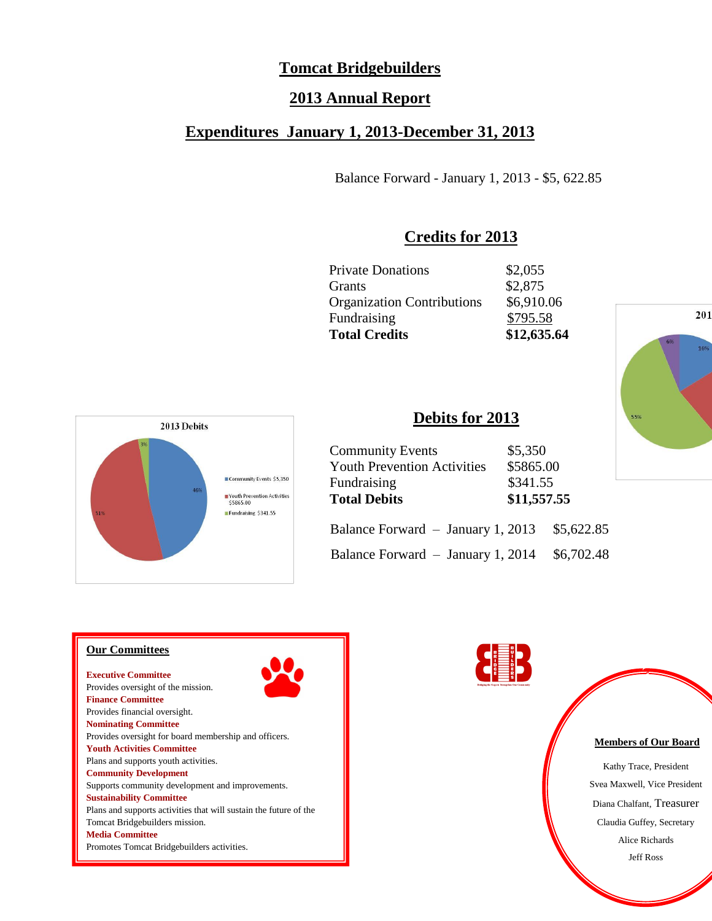# Tomcat Bridgebuilders

## 2013 Annual Report

## Expenditures January 1, 2013-December 31, 2013

Balance Forward - January 1, 2013 - $5, 622.85

### Credits for 2013

| | |
|---|---|
| Private Donations | $2,055 |
| Grants | $2,875 |
| Organization Contributions | $6,910.06 |
| Fundraising | $795.58 |
| **Total Credits** | **$12,635.64** |

201

6%

16%

55%

2013 Debits

3%

46%

51%

Community Events $5,350

Youth Prevention Activities $5865.00

Fundraising $341.55

### Debits for 2013

| | |
|---|---|
| Community Events | $5,350 |
| Youth Prevention Activities | $5865.00 |
| Fundraising | $341.55 |
| **Total Debits** | **$11,557.55** |

| | |
|---|---|
| Balance Forward – January 1, 2013 | $5,622.85 |
| Balance Forward – January 1, 2014 | $6,702.48 |

**Our Committees**

**Executive Committee**
Provides oversight of the mission.

**Finance Committee**
Provides financial oversight.

**Nominating Committee**
Provides oversight for board membership and officers.

**Youth Activities Committee**
Plans and supports youth activities.

**Community Development**
Supports community development and improvements.

**Sustainability Committee**
Plans and supports activities that will sustain the future of the Tomcat Bridgebuilders mission.

**Media Committee**
Promotes Tomcat Bridgebuilders activities.

BRIDGE BUILDERS

Bridging the Gaps to Strengthen Our Community

**Members of Our Board**

Kathy Trace, President

Svea Maxwell, Vice President

Diana Chalfant, Treasurer

Claudia Guffey, Secretary

Alice Richards

Jeff Ross